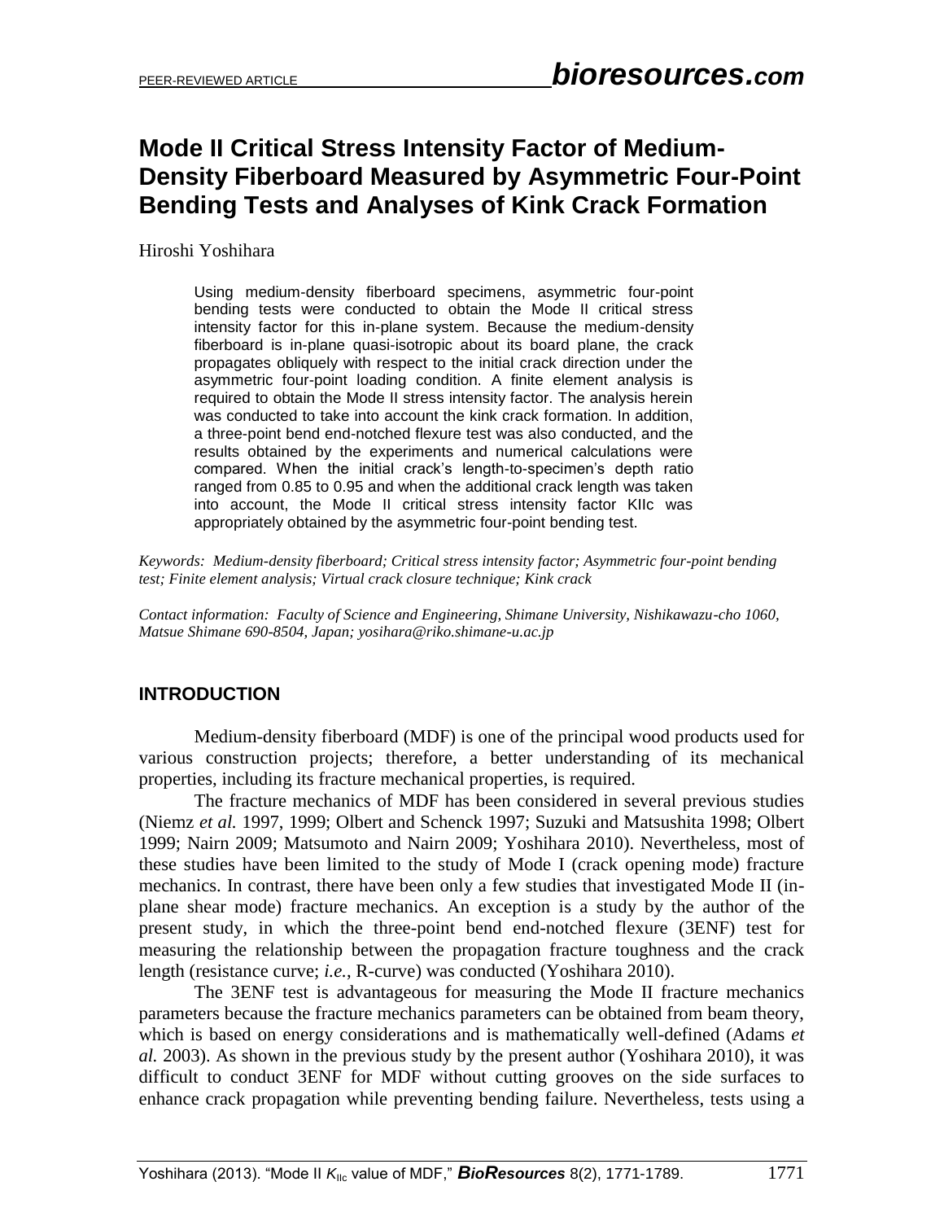# Mode II Critical Stress Intensity Factor of Medium-Density Fiberboard Measured by Asymmetric Four-Point Bending Tests and Analyses of Kink Crack Formation

Hiroshi Yoshihara

Using medium-density fiberboard specimens, asymmetric four-point bending tests were conducted to obtain the Mode II critical stress intensity factor for this in-plane system. Because the medium-density fiberboard is in-plane quasi-isotropic about its board plane, the crack propagates obliquely with respect to the initial crack direction under the asymmetric four-point loading condition. A finite element analysis is required to obtain the Mode II stress intensity factor. The analysis herein was conducted to take into account the kink crack formation. In addition, a three-point bend end-notched flexure test was also conducted, and the results obtained by the experiments and numerical calculations were compared. When the initial crack's length-to-specimen's depth ratio ranged from 0.85 to 0.95 and when the additional crack length was taken into account, the Mode II critical stress intensity factor KIIc was appropriately obtained by the asymmetric four-point bending test.

*Keywords: Medium-density fiberboard; Critical stress intensity factor; Asymmetric four-point bending test; Finite element analysis; Virtual crack closure technique; Kink crack*

*Contact information: Faculty of Science and Engineering, Shimane University, Nishikawazu-cho 1060, Matsue Shimane 690-8504, Japan; yosihara@riko.shimane-u.ac.jp*

## INTRODUCTION

Medium-density fiberboard (MDF) is one of the principal wood products used for various construction projects; therefore, a better understanding of its mechanical properties, including its fracture mechanical properties, is required.

The fracture mechanics of MDF has been considered in several previous studies (Niemz *et al.* 1997, 1999; Olbert and Schenck 1997; Suzuki and Matsushita 1998; Olbert 1999; Nairn 2009; Matsumoto and Nairn 2009; Yoshihara 2010). Nevertheless, most of these studies have been limited to the study of Mode I (crack opening mode) fracture mechanics. In contrast, there have been only a few studies that investigated Mode II (in-plane shear mode) fracture mechanics. An exception is a study by the author of the present study, in which the three-point bend end-notched flexure (3ENF) test for measuring the relationship between the propagation fracture toughness and the crack length (resistance curve; *i.e.*, R-curve) was conducted (Yoshihara 2010).

The 3ENF test is advantageous for measuring the Mode II fracture mechanics parameters because the fracture mechanics parameters can be obtained from beam theory, which is based on energy considerations and is mathematically well-defined (Adams *et al.* 2003). As shown in the previous study by the present author (Yoshihara 2010), it was difficult to conduct 3ENF for MDF without cutting grooves on the side surfaces to enhance crack propagation while preventing bending failure. Nevertheless, tests using a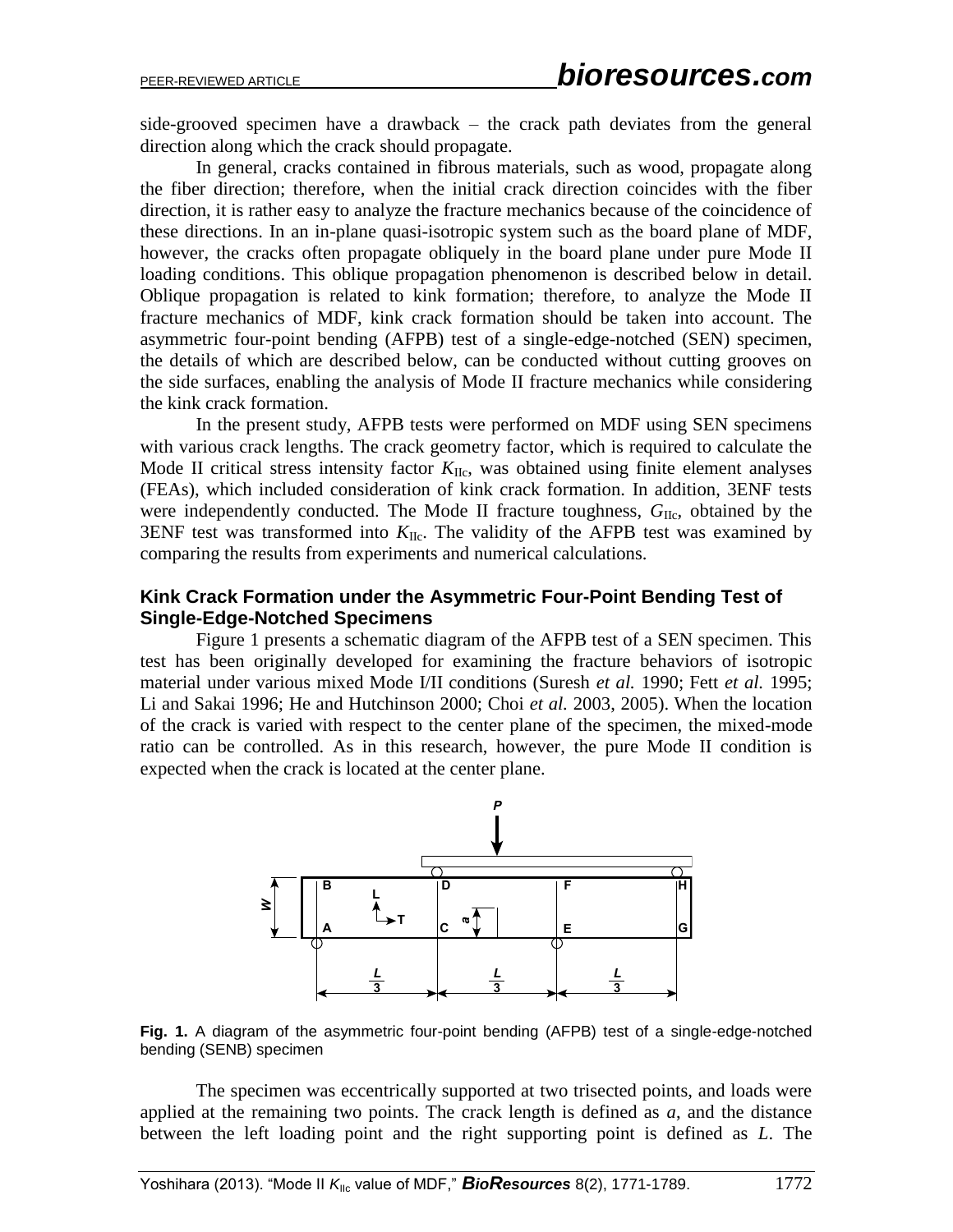side-grooved specimen have a drawback – the crack path deviates from the general direction along which the crack should propagate.

In general, cracks contained in fibrous materials, such as wood, propagate along the fiber direction; therefore, when the initial crack direction coincides with the fiber direction, it is rather easy to analyze the fracture mechanics because of the coincidence of these directions. In an in-plane quasi-isotropic system such as the board plane of MDF, however, the cracks often propagate obliquely in the board plane under pure Mode II loading conditions. This oblique propagation phenomenon is described below in detail. Oblique propagation is related to kink formation; therefore, to analyze the Mode II fracture mechanics of MDF, kink crack formation should be taken into account. The asymmetric four-point bending (AFPB) test of a single-edge-notched (SEN) specimen, the details of which are described below, can be conducted without cutting grooves on the side surfaces, enabling the analysis of Mode II fracture mechanics while considering the kink crack formation.

In the present study, AFPB tests were performed on MDF using SEN specimens with various crack lengths. The crack geometry factor, which is required to calculate the Mode II critical stress intensity factor $K_{IIc}$, was obtained using finite element analyses (FEAs), which included consideration of kink crack formation. In addition, 3ENF tests were independently conducted. The Mode II fracture toughness, $G_{IIc}$, obtained by the 3ENF test was transformed into $K_{IIc}$. The validity of the AFPB test was examined by comparing the results from experiments and numerical calculations.

## Kink Crack Formation under the Asymmetric Four-Point Bending Test of Single-Edge-Notched Specimens

Figure 1 presents a schematic diagram of the AFPB test of a SEN specimen. This test has been originally developed for examining the fracture behaviors of isotropic material under various mixed Mode I/II conditions (Suresh *et al.* 1990; Fett *et al.* 1995; Li and Sakai 1996; He and Hutchinson 2000; Choi *et al.* 2003, 2005). When the location of the crack is varied with respect to the center plane of the specimen, the mixed-mode ratio can be controlled. As in this research, however, the pure Mode II condition is expected when the crack is located at the center plane.

**Fig. 1.** A diagram of the asymmetric four-point bending (AFPB) test of a single-edge-notched bending (SENB) specimen

The specimen was eccentrically supported at two trisected points, and loads were applied at the remaining two points. The crack length is defined as *a*, and the distance between the left loading point and the right supporting point is defined as *L*. The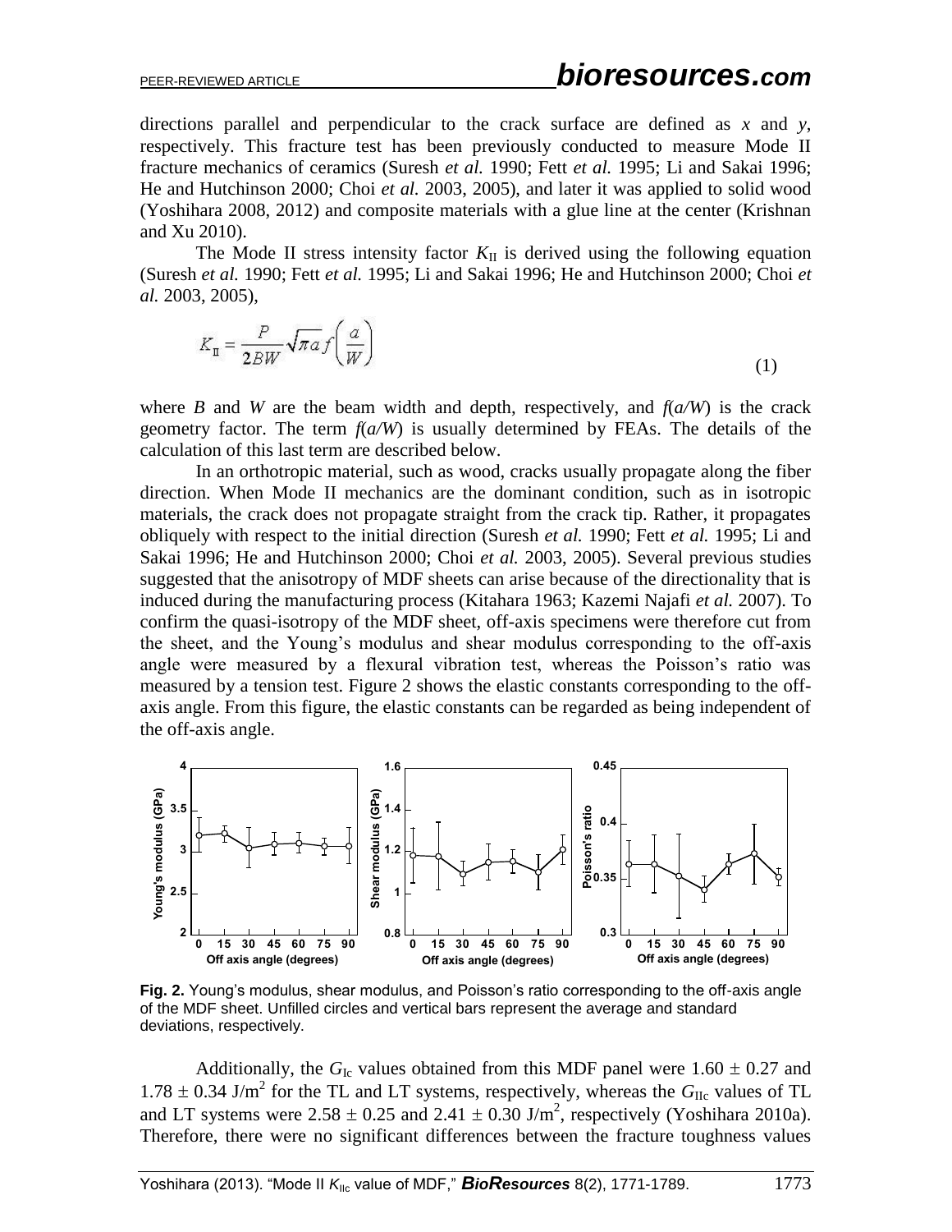directions parallel and perpendicular to the crack surface are defined as $x$ and $y$, respectively. This fracture test has been previously conducted to measure Mode II fracture mechanics of ceramics (Suresh *et al.* 1990; Fett *et al.* 1995; Li and Sakai 1996; He and Hutchinson 2000; Choi *et al.* 2003, 2005), and later it was applied to solid wood (Yoshihara 2008, 2012) and composite materials with a glue line at the center (Krishnan and Xu 2010).

The Mode II stress intensity factor $K_{\mathrm{II}}$ is derived using the following equation (Suresh *et al.* 1990; Fett *et al.* 1995; Li and Sakai 1996; He and Hutchinson 2000; Choi *et al.* 2003, 2005),

$$K_{\mathrm{II}} = \frac{P}{2BW}\sqrt{\pi a}\, f\left(\frac{a}{W}\right) \tag{1}$$

where $B$ and $W$ are the beam width and depth, respectively, and $f(a/W)$ is the crack geometry factor. The term $f(a/W)$ is usually determined by FEAs. The details of the calculation of this last term are described below.

In an orthotropic material, such as wood, cracks usually propagate along the fiber direction. When Mode II mechanics are the dominant condition, such as in isotropic materials, the crack does not propagate straight from the crack tip. Rather, it propagates obliquely with respect to the initial direction (Suresh *et al.* 1990; Fett *et al.* 1995; Li and Sakai 1996; He and Hutchinson 2000; Choi *et al.* 2003, 2005). Several previous studies suggested that the anisotropy of MDF sheets can arise because of the directionality that is induced during the manufacturing process (Kitahara 1963; Kazemi Najafi *et al.* 2007). To confirm the quasi-isotropy of the MDF sheet, off-axis specimens were therefore cut from the sheet, and the Young's modulus and shear modulus corresponding to the off-axis angle were measured by a flexural vibration test, whereas the Poisson's ratio was measured by a tension test. Figure 2 shows the elastic constants corresponding to the off-axis angle. From this figure, the elastic constants can be regarded as being independent of the off-axis angle.

**Fig. 2.** Young's modulus, shear modulus, and Poisson's ratio corresponding to the off-axis angle of the MDF sheet. Unfilled circles and vertical bars represent the average and standard deviations, respectively.

Additionally, the $G_{\mathrm{Ic}}$ values obtained from this MDF panel were $1.60 \pm 0.27$ and $1.78 \pm 0.34$ J/m$^2$ for the TL and LT systems, respectively, whereas the $G_{\mathrm{IIc}}$ values of TL and LT systems were $2.58 \pm 0.25$ and $2.41 \pm 0.30$ J/m$^2$, respectively (Yoshihara 2010a). Therefore, there were no significant differences between the fracture toughness values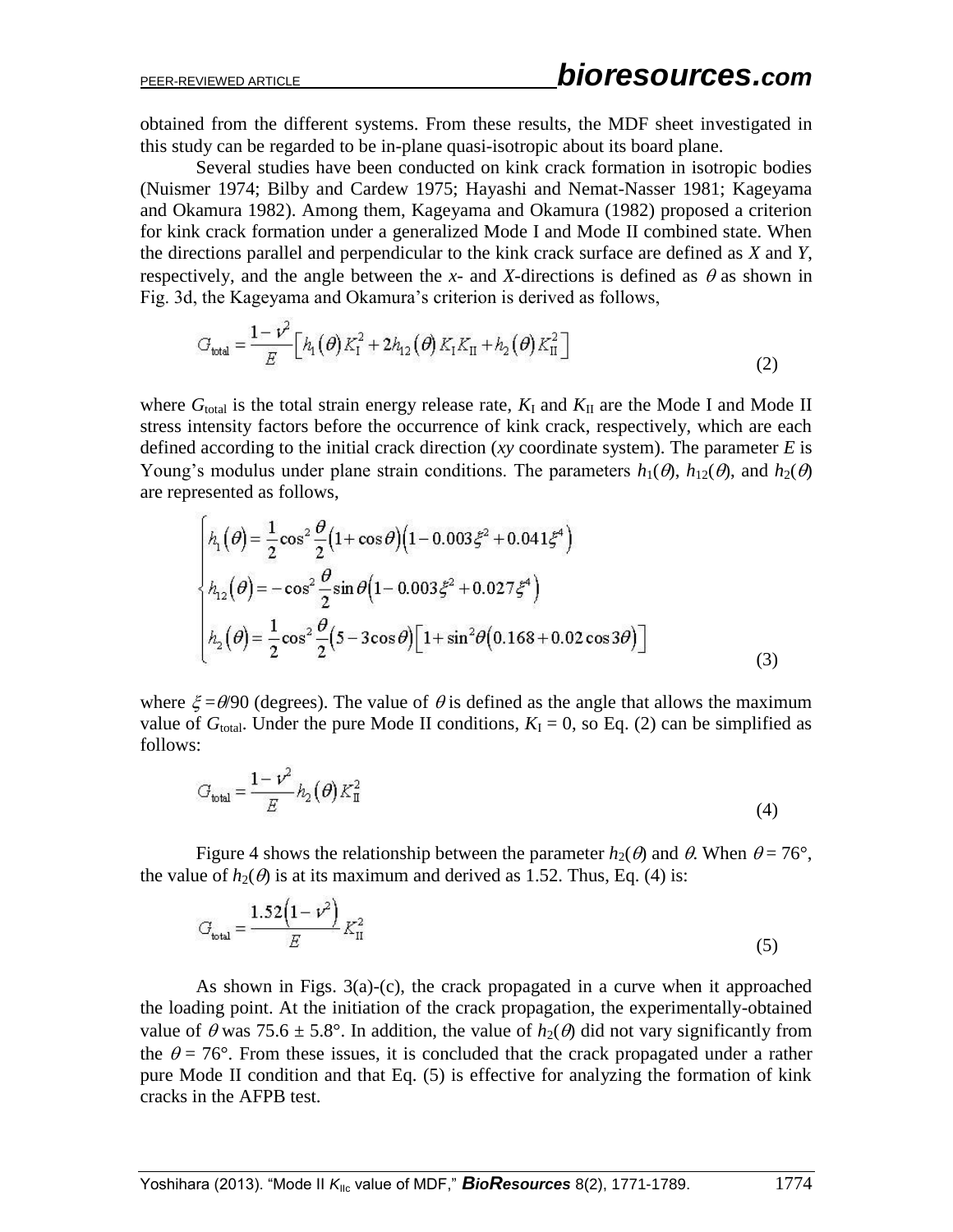obtained from the different systems. From these results, the MDF sheet investigated in this study can be regarded to be in-plane quasi-isotropic about its board plane.

Several studies have been conducted on kink crack formation in isotropic bodies (Nuismer 1974; Bilby and Cardew 1975; Hayashi and Nemat-Nasser 1981; Kageyama and Okamura 1982). Among them, Kageyama and Okamura (1982) proposed a criterion for kink crack formation under a generalized Mode I and Mode II combined state. When the directions parallel and perpendicular to the kink crack surface are defined as *X* and *Y*, respectively, and the angle between the *x*- and *X*-directions is defined as $\theta$ as shown in Fig. 3d, the Kageyama and Okamura's criterion is derived as follows,

$$G_{\text{total}} = \frac{1-\nu^2}{E}\left[h_1(\theta)K_{\text{I}}^2 + 2h_{12}(\theta)K_{\text{I}}K_{\text{II}} + h_2(\theta)K_{\text{II}}^2\right] \tag{2}$$

where $G_{\text{total}}$ is the total strain energy release rate, $K_{\text{I}}$ and $K_{\text{II}}$ are the Mode I and Mode II stress intensity factors before the occurrence of kink crack, respectively, which are each defined according to the initial crack direction (*xy* coordinate system). The parameter *E* is Young's modulus under plane strain conditions. The parameters $h_1(\theta)$, $h_{12}(\theta)$, and $h_2(\theta)$ are represented as follows,

$$\begin{cases} h_1(\theta) = \dfrac{1}{2}\cos^2\dfrac{\theta}{2}(1+\cos\theta)\left(1-0.003\xi^2+0.041\xi^4\right) \\ h_{12}(\theta) = -\cos^2\dfrac{\theta}{2}\sin\theta\left(1-0.003\xi^2+0.027\xi^4\right) \\ h_2(\theta) = \dfrac{1}{2}\cos^2\dfrac{\theta}{2}(5-3\cos\theta)\left[1+\sin^2\theta\left(0.168+0.02\cos 3\theta\right)\right] \end{cases} \tag{3}$$

where $\xi = \theta/90$ (degrees). The value of $\theta$ is defined as the angle that allows the maximum value of $G_{\text{total}}$. Under the pure Mode II conditions, $K_{\text{I}} = 0$, so Eq. (2) can be simplified as follows:

$$G_{\text{total}} = \frac{1-\nu^2}{E}h_2(\theta)K_{\text{II}}^2 \tag{4}$$

Figure 4 shows the relationship between the parameter $h_2(\theta)$ and $\theta$. When $\theta = 76°$, the value of $h_2(\theta)$ is at its maximum and derived as 1.52. Thus, Eq. (4) is:

$$G_{\text{total}} = \frac{1.52\left(1-\nu^2\right)}{E}K_{\text{II}}^2 \tag{5}$$

As shown in Figs. 3(a)-(c), the crack propagated in a curve when it approached the loading point. At the initiation of the crack propagation, the experimentally-obtained value of $\theta$ was 75.6 ± 5.8°. In addition, the value of $h_2(\theta)$ did not vary significantly from the $\theta = 76°$. From these issues, it is concluded that the crack propagated under a rather pure Mode II condition and that Eq. (5) is effective for analyzing the formation of kink cracks in the AFPB test.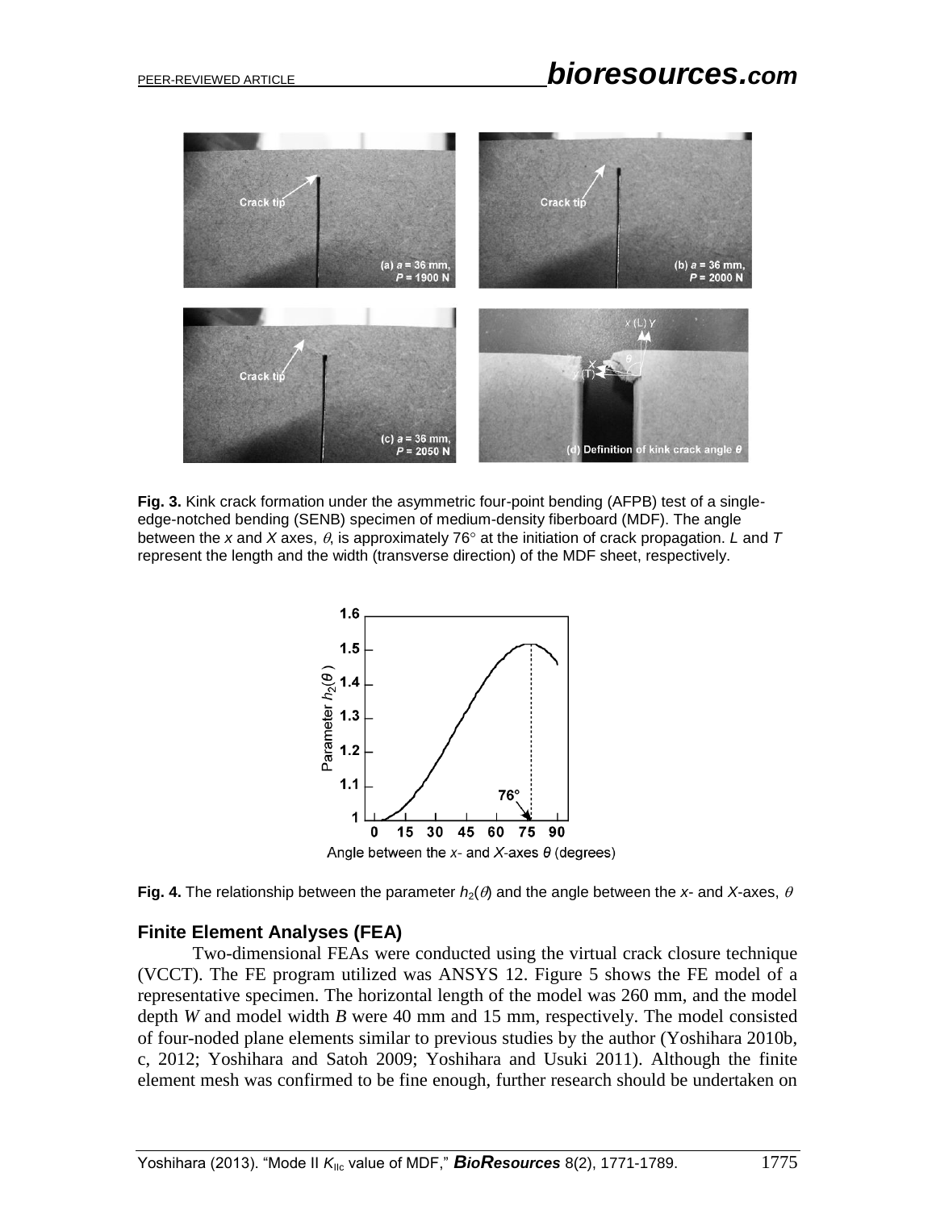**Fig. 3.** Kink crack formation under the asymmetric four-point bending (AFPB) test of a single-edge-notched bending (SENB) specimen of medium-density fiberboard (MDF). The angle between the *x* and *X* axes, $\theta$, is approximately 76° at the initiation of crack propagation. *L* and *T* represent the length and the width (transverse direction) of the MDF sheet, respectively.

**Fig. 4.** The relationship between the parameter $h_2(\theta)$ and the angle between the *x*- and *X*-axes, $\theta$

### Finite Element Analyses (FEA)

Two-dimensional FEAs were conducted using the virtual crack closure technique (VCCT). The FE program utilized was ANSYS 12. Figure 5 shows the FE model of a representative specimen. The horizontal length of the model was 260 mm, and the model depth $W$ and model width $B$ were 40 mm and 15 mm, respectively. The model consisted of four-noded plane elements similar to previous studies by the author (Yoshihara 2010b, c, 2012; Yoshihara and Satoh 2009; Yoshihara and Usuki 2011). Although the finite element mesh was confirmed to be fine enough, further research should be undertaken on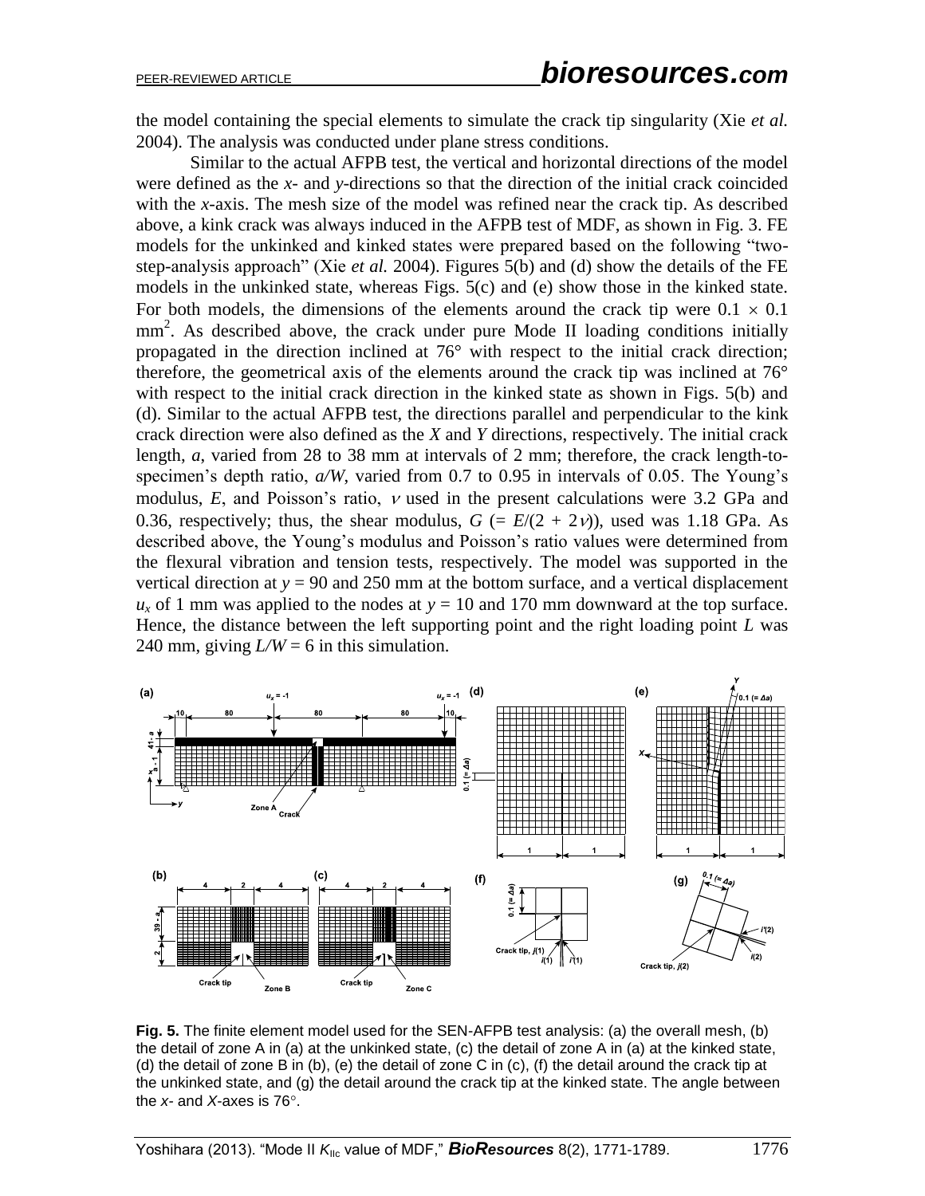the model containing the special elements to simulate the crack tip singularity (Xie *et al.* 2004). The analysis was conducted under plane stress conditions.

Similar to the actual AFPB test, the vertical and horizontal directions of the model were defined as the *x*- and *y*-directions so that the direction of the initial crack coincided with the *x*-axis. The mesh size of the model was refined near the crack tip. As described above, a kink crack was always induced in the AFPB test of MDF, as shown in Fig. 3. FE models for the unkinked and kinked states were prepared based on the following "two-step-analysis approach" (Xie *et al.* 2004). Figures 5(b) and (d) show the details of the FE models in the unkinked state, whereas Figs. 5(c) and (e) show those in the kinked state. For both models, the dimensions of the elements around the crack tip were $0.1 \times 0.1$ mm$^2$. As described above, the crack under pure Mode II loading conditions initially propagated in the direction inclined at 76° with respect to the initial crack direction; therefore, the geometrical axis of the elements around the crack tip was inclined at 76° with respect to the initial crack direction in the kinked state as shown in Figs. 5(b) and (d). Similar to the actual AFPB test, the directions parallel and perpendicular to the kink crack direction were also defined as the *X* and *Y* directions, respectively. The initial crack length, $a$, varied from 28 to 38 mm at intervals of 2 mm; therefore, the crack length-to-specimen's depth ratio, $a/W$, varied from 0.7 to 0.95 in intervals of 0.05. The Young's modulus, $E$, and Poisson's ratio, $\nu$ used in the present calculations were 3.2 GPa and 0.36, respectively; thus, the shear modulus, $G$ ($= E/(2 + 2\nu)$), used was 1.18 GPa. As described above, the Young's modulus and Poisson's ratio values were determined from the flexural vibration and tension tests, respectively. The model was supported in the vertical direction at $y$ = 90 and 250 mm at the bottom surface, and a vertical displacement $u_x$ of 1 mm was applied to the nodes at $y$ = 10 and 170 mm downward at the top surface. Hence, the distance between the left supporting point and the right loading point $L$ was 240 mm, giving $L/W$ = 6 in this simulation.

**Fig. 5.** The finite element model used for the SEN-AFPB test analysis: (a) the overall mesh, (b) the detail of zone A in (a) at the unkinked state, (c) the detail of zone A in (a) at the kinked state, (d) the detail of zone B in (b), (e) the detail of zone C in (c), (f) the detail around the crack tip at the unkinked state, and (g) the detail around the crack tip at the kinked state. The angle between the *x*- and *X*-axes is 76°.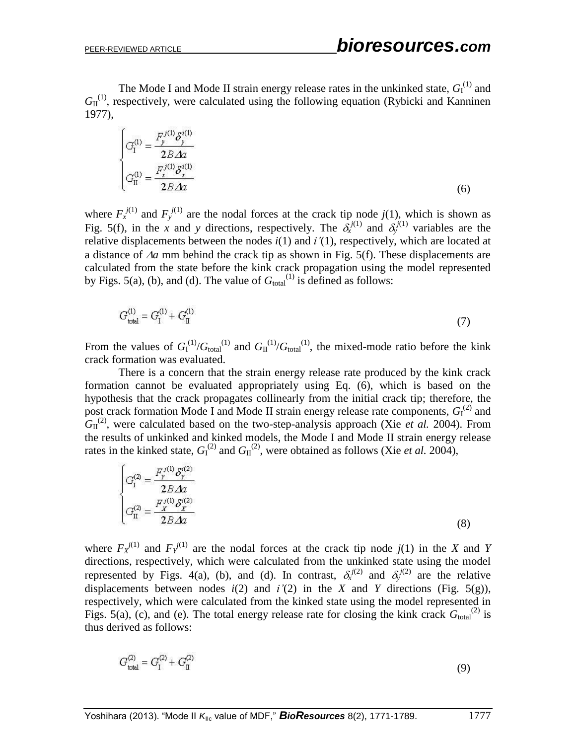The Mode I and Mode II strain energy release rates in the unkinked state, $G_{\text{I}}^{(1)}$ and $G_{\text{II}}^{(1)}$, respectively, were calculated using the following equation (Rybicki and Kanninen 1977),

$$
\begin{cases}
G_{\text{I}}^{(1)} = \dfrac{F_y^{j(1)} \delta_y^{i(1)}}{2B\Delta a} \\
G_{\text{II}}^{(1)} = \dfrac{F_x^{j(1)} \delta_x^{i(1)}}{2B\Delta a}
\end{cases}
\tag{6}
$$

where $F_x^{j(1)}$ and $F_y^{j(1)}$ are the nodal forces at the crack tip node $j(1)$, which is shown as Fig. 5(f), in the *x* and *y* directions, respectively. The $\delta_x^{j(1)}$ and $\delta_y^{j(1)}$ variables are the relative displacements between the nodes $i(1)$ and $i'(1)$, respectively, which are located at a distance of $\Delta a$ mm behind the crack tip as shown in Fig. 5(f). These displacements are calculated from the state before the kink crack propagation using the model represented by Figs. 5(a), (b), and (d). The value of $G_{\text{total}}^{(1)}$ is defined as follows:

$$
G_{\text{total}}^{(1)} = G_{\text{I}}^{(1)} + G_{\text{II}}^{(1)}
\tag{7}
$$

From the values of $G_{\text{I}}^{(1)}/G_{\text{total}}^{(1)}$ and $G_{\text{II}}^{(1)}/G_{\text{total}}^{(1)}$, the mixed-mode ratio before the kink crack formation was evaluated.

There is a concern that the strain energy release rate produced by the kink crack formation cannot be evaluated appropriately using Eq. (6), which is based on the hypothesis that the crack propagates collinearly from the initial crack tip; therefore, the post crack formation Mode I and Mode II strain energy release rate components, $G_{\text{I}}^{(2)}$ and $G_{\text{II}}^{(2)}$, were calculated based on the two-step-analysis approach (Xie *et al.* 2004). From the results of unkinked and kinked models, the Mode I and Mode II strain energy release rates in the kinked state, $G_{\text{I}}^{(2)}$ and $G_{\text{II}}^{(2)}$, were obtained as follows (Xie *et al.* 2004),

$$
\begin{cases}
G_{\text{I}}^{(2)} = \dfrac{F_Y^{j(1)} \delta_Y^{i(2)}}{2B\Delta a} \\
G_{\text{II}}^{(2)} = \dfrac{F_X^{j(1)} \delta_X^{i(2)}}{2B\Delta a}
\end{cases}
\tag{8}
$$

where $F_X^{j(1)}$ and $F_Y^{j(1)}$ are the nodal forces at the crack tip node $j(1)$ in the *X* and *Y* directions, respectively, which were calculated from the unkinked state using the model represented by Figs. 4(a), (b), and (d). In contrast, $\delta_x^{j(2)}$ and $\delta_y^{j(2)}$ are the relative displacements between nodes $i(2)$ and $i'(2)$ in the *X* and *Y* directions (Fig. 5(g)), respectively, which were calculated from the kinked state using the model represented in Figs. 5(a), (c), and (e). The total energy release rate for closing the kink crack $G_{\text{total}}^{(2)}$ is thus derived as follows:

$$
G_{\text{total}}^{(2)} = G_{\text{I}}^{(2)} + G_{\text{II}}^{(2)}
\tag{9}
$$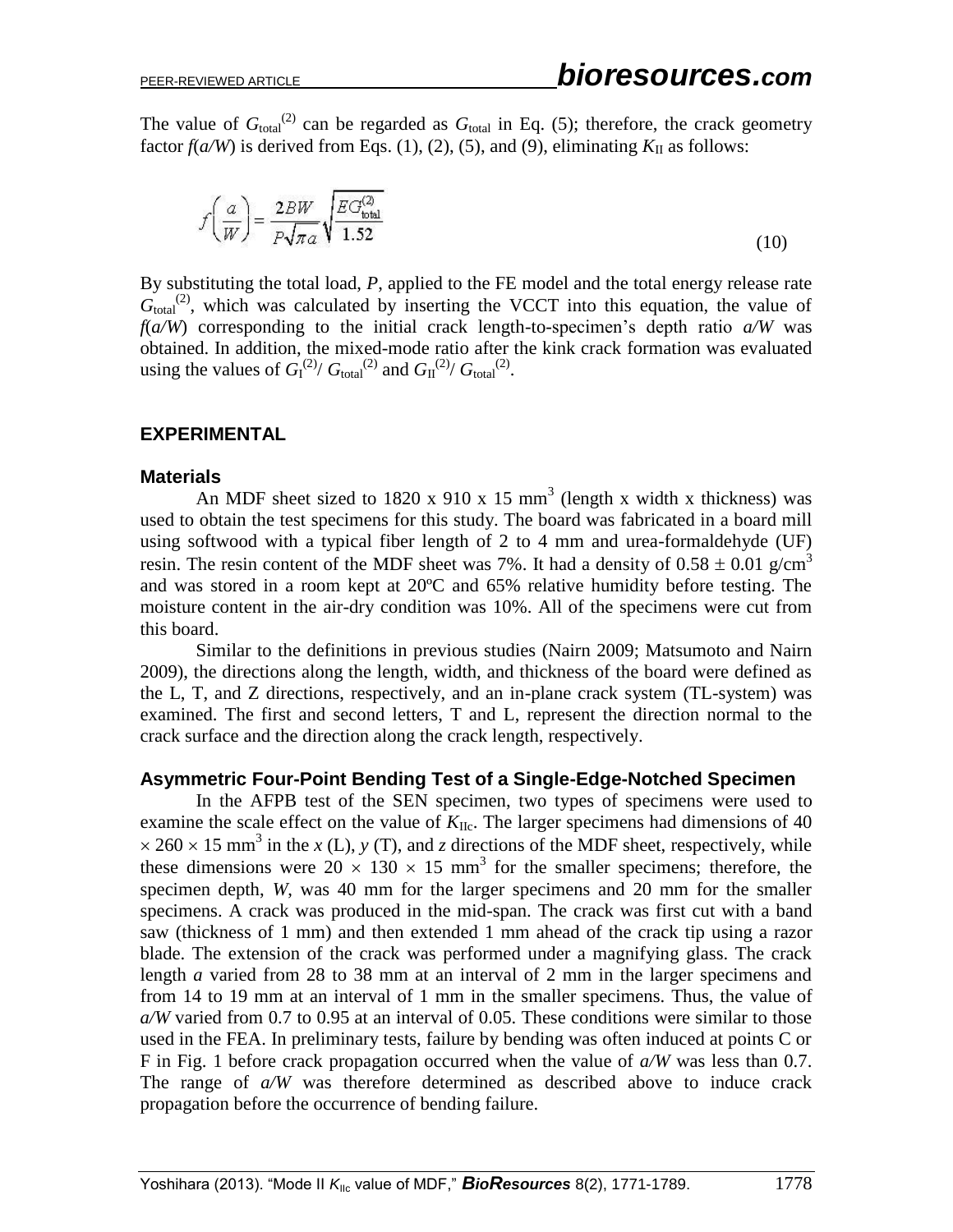The value of $G_{\text{total}}^{(2)}$ can be regarded as $G_{\text{total}}$ in Eq. (5); therefore, the crack geometry factor $f(a/W)$ is derived from Eqs. (1), (2), (5), and (9), eliminating $K_{\text{II}}$ as follows:

$$f\left(\frac{a}{W}\right) = \frac{2BW}{P\sqrt{\pi a}}\sqrt{\frac{EG_{\text{total}}^{(2)}}{1.52}} \tag{10}$$

By substituting the total load, $P$, applied to the FE model and the total energy release rate $G_{\text{total}}^{(2)}$, which was calculated by inserting the VCCT into this equation, the value of $f(a/W)$ corresponding to the initial crack length-to-specimen's depth ratio $a/W$ was obtained. In addition, the mixed-mode ratio after the kink crack formation was evaluated using the values of $G_{\text{I}}^{(2)}/G_{\text{total}}^{(2)}$ and $G_{\text{II}}^{(2)}/G_{\text{total}}^{(2)}$.

## EXPERIMENTAL

### Materials

An MDF sheet sized to 1820 x 910 x 15 mm$^3$ (length x width x thickness) was used to obtain the test specimens for this study. The board was fabricated in a board mill using softwood with a typical fiber length of 2 to 4 mm and urea-formaldehyde (UF) resin. The resin content of the MDF sheet was 7%. It had a density of $0.58 \pm 0.01$ g/cm$^3$ and was stored in a room kept at 20ºC and 65% relative humidity before testing. The moisture content in the air-dry condition was 10%. All of the specimens were cut from this board.

Similar to the definitions in previous studies (Nairn 2009; Matsumoto and Nairn 2009), the directions along the length, width, and thickness of the board were defined as the L, T, and Z directions, respectively, and an in-plane crack system (TL-system) was examined. The first and second letters, T and L, represent the direction normal to the crack surface and the direction along the crack length, respectively.

### Asymmetric Four-Point Bending Test of a Single-Edge-Notched Specimen

In the AFPB test of the SEN specimen, two types of specimens were used to examine the scale effect on the value of $K_{\text{IIc}}$. The larger specimens had dimensions of $40 \times 260 \times 15$ mm$^3$ in the $x$ (L), $y$ (T), and $z$ directions of the MDF sheet, respectively, while these dimensions were $20 \times 130 \times 15$ mm$^3$ for the smaller specimens; therefore, the specimen depth, $W$, was 40 mm for the larger specimens and 20 mm for the smaller specimens. A crack was produced in the mid-span. The crack was first cut with a band saw (thickness of 1 mm) and then extended 1 mm ahead of the crack tip using a razor blade. The extension of the crack was performed under a magnifying glass. The crack length $a$ varied from 28 to 38 mm at an interval of 2 mm in the larger specimens and from 14 to 19 mm at an interval of 1 mm in the smaller specimens. Thus, the value of $a/W$ varied from 0.7 to 0.95 at an interval of 0.05. These conditions were similar to those used in the FEA. In preliminary tests, failure by bending was often induced at points C or F in Fig. 1 before crack propagation occurred when the value of $a/W$ was less than 0.7. The range of $a/W$ was therefore determined as described above to induce crack propagation before the occurrence of bending failure.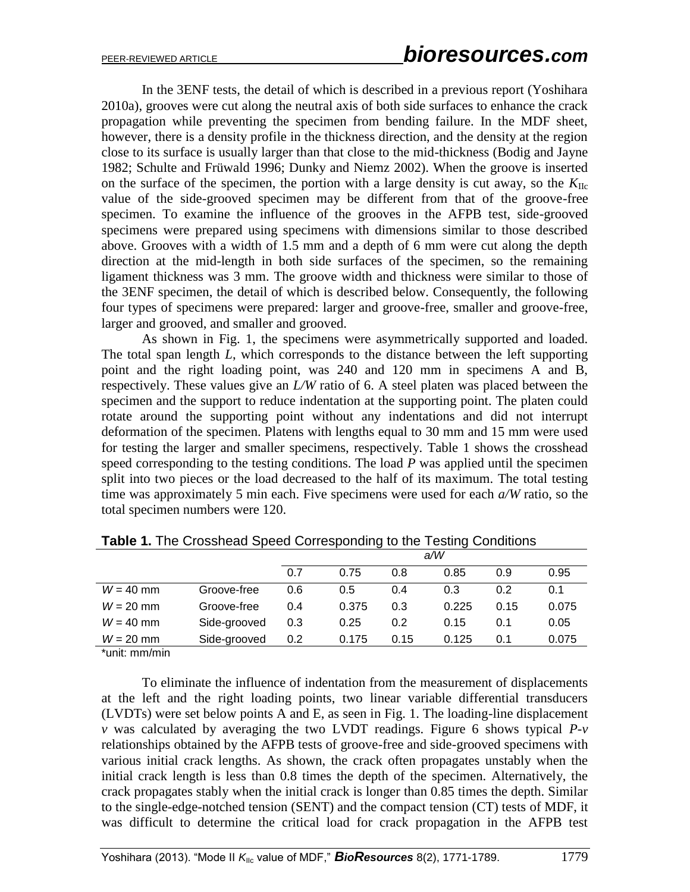In the 3ENF tests, the detail of which is described in a previous report (Yoshihara 2010a), grooves were cut along the neutral axis of both side surfaces to enhance the crack propagation while preventing the specimen from bending failure. In the MDF sheet, however, there is a density profile in the thickness direction, and the density at the region close to its surface is usually larger than that close to the mid-thickness (Bodig and Jayne 1982; Schulte and Früwald 1996; Dunky and Niemz 2002). When the groove is inserted on the surface of the specimen, the portion with a large density is cut away, so the $K_{IIc}$ value of the side-grooved specimen may be different from that of the groove-free specimen. To examine the influence of the grooves in the AFPB test, side-grooved specimens were prepared using specimens with dimensions similar to those described above. Grooves with a width of 1.5 mm and a depth of 6 mm were cut along the depth direction at the mid-length in both side surfaces of the specimen, so the remaining ligament thickness was 3 mm. The groove width and thickness were similar to those of the 3ENF specimen, the detail of which is described below. Consequently, the following four types of specimens were prepared: larger and groove-free, smaller and groove-free, larger and grooved, and smaller and grooved.

As shown in Fig. 1, the specimens were asymmetrically supported and loaded. The total span length $L$, which corresponds to the distance between the left supporting point and the right loading point, was 240 and 120 mm in specimens A and B, respectively. These values give an $L/W$ ratio of 6. A steel platen was placed between the specimen and the support to reduce indentation at the supporting point. The platen could rotate around the supporting point without any indentations and did not interrupt deformation of the specimen. Platens with lengths equal to 30 mm and 15 mm were used for testing the larger and smaller specimens, respectively. Table 1 shows the crosshead speed corresponding to the testing conditions. The load $P$ was applied until the specimen split into two pieces or the load decreased to the half of its maximum. The total testing time was approximately 5 min each. Five specimens were used for each $a/W$ ratio, so the total specimen numbers were 120.

**Table 1.** The Crosshead Speed Corresponding to the Testing Conditions

| | | $a/W$ | | | | | |
|---|---|---|---|---|---|---|---|
| | | 0.7 | 0.75 | 0.8 | 0.85 | 0.9 | 0.95 |
| $W$ = 40 mm | Groove-free | 0.6 | 0.5 | 0.4 | 0.3 | 0.2 | 0.1 |
| $W$ = 20 mm | Groove-free | 0.4 | 0.375 | 0.3 | 0.225 | 0.15 | 0.075 |
| $W$ = 40 mm | Side-grooved | 0.3 | 0.25 | 0.2 | 0.15 | 0.1 | 0.05 |
| $W$ = 20 mm | Side-grooved | 0.2 | 0.175 | 0.15 | 0.125 | 0.1 | 0.075 |

*unit: mm/min

To eliminate the influence of indentation from the measurement of displacements at the left and the right loading points, two linear variable differential transducers (LVDTs) were set below points A and E, as seen in Fig. 1. The loading-line displacement $v$ was calculated by averaging the two LVDT readings. Figure 6 shows typical $P$-$v$ relationships obtained by the AFPB tests of groove-free and side-grooved specimens with various initial crack lengths. As shown, the crack often propagates unstably when the initial crack length is less than 0.8 times the depth of the specimen. Alternatively, the crack propagates stably when the initial crack is longer than 0.85 times the depth. Similar to the single-edge-notched tension (SENT) and the compact tension (CT) tests of MDF, it was difficult to determine the critical load for crack propagation in the AFPB test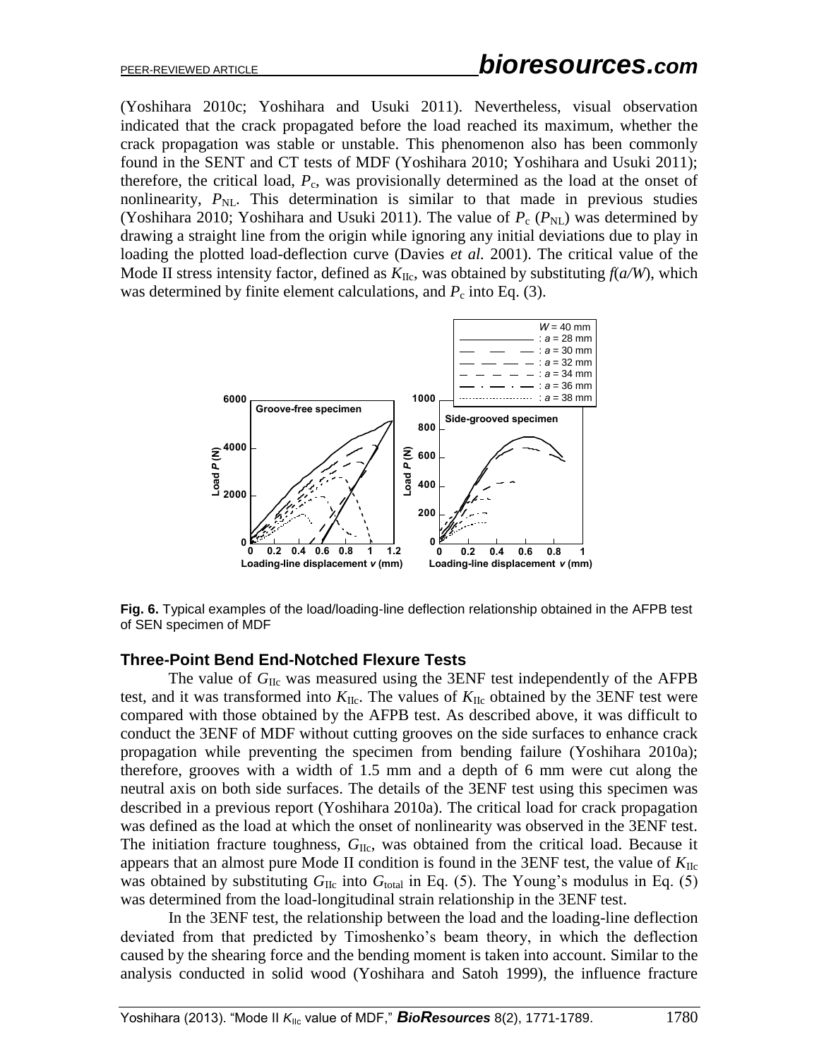(Yoshihara 2010c; Yoshihara and Usuki 2011). Nevertheless, visual observation indicated that the crack propagated before the load reached its maximum, whether the crack propagation was stable or unstable. This phenomenon also has been commonly found in the SENT and CT tests of MDF (Yoshihara 2010; Yoshihara and Usuki 2011); therefore, the critical load, $P_c$, was provisionally determined as the load at the onset of nonlinearity, $P_{NL}$. This determination is similar to that made in previous studies (Yoshihara 2010; Yoshihara and Usuki 2011). The value of $P_c$ ($P_{NL}$) was determined by drawing a straight line from the origin while ignoring any initial deviations due to play in loading the plotted load-deflection curve (Davies *et al.* 2001). The critical value of the Mode II stress intensity factor, defined as $K_{IIc}$, was obtained by substituting $f(a/W)$, which was determined by finite element calculations, and $P_c$ into Eq. (3).

**Fig. 6.** Typical examples of the load/loading-line deflection relationship obtained in the AFPB test of SEN specimen of MDF

### Three-Point Bend End-Notched Flexure Tests

The value of $G_{IIc}$ was measured using the 3ENF test independently of the AFPB test, and it was transformed into $K_{IIc}$. The values of $K_{IIc}$ obtained by the 3ENF test were compared with those obtained by the AFPB test. As described above, it was difficult to conduct the 3ENF of MDF without cutting grooves on the side surfaces to enhance crack propagation while preventing the specimen from bending failure (Yoshihara 2010a); therefore, grooves with a width of 1.5 mm and a depth of 6 mm were cut along the neutral axis on both side surfaces. The details of the 3ENF test using this specimen was described in a previous report (Yoshihara 2010a). The critical load for crack propagation was defined as the load at which the onset of nonlinearity was observed in the 3ENF test. The initiation fracture toughness, $G_{IIc}$, was obtained from the critical load. Because it appears that an almost pure Mode II condition is found in the 3ENF test, the value of $K_{IIc}$ was obtained by substituting $G_{IIc}$ into $G_{total}$ in Eq. (5). The Young's modulus in Eq. (5) was determined from the load-longitudinal strain relationship in the 3ENF test.

In the 3ENF test, the relationship between the load and the loading-line deflection deviated from that predicted by Timoshenko's beam theory, in which the deflection caused by the shearing force and the bending moment is taken into account. Similar to the analysis conducted in solid wood (Yoshihara and Satoh 1999), the influence fracture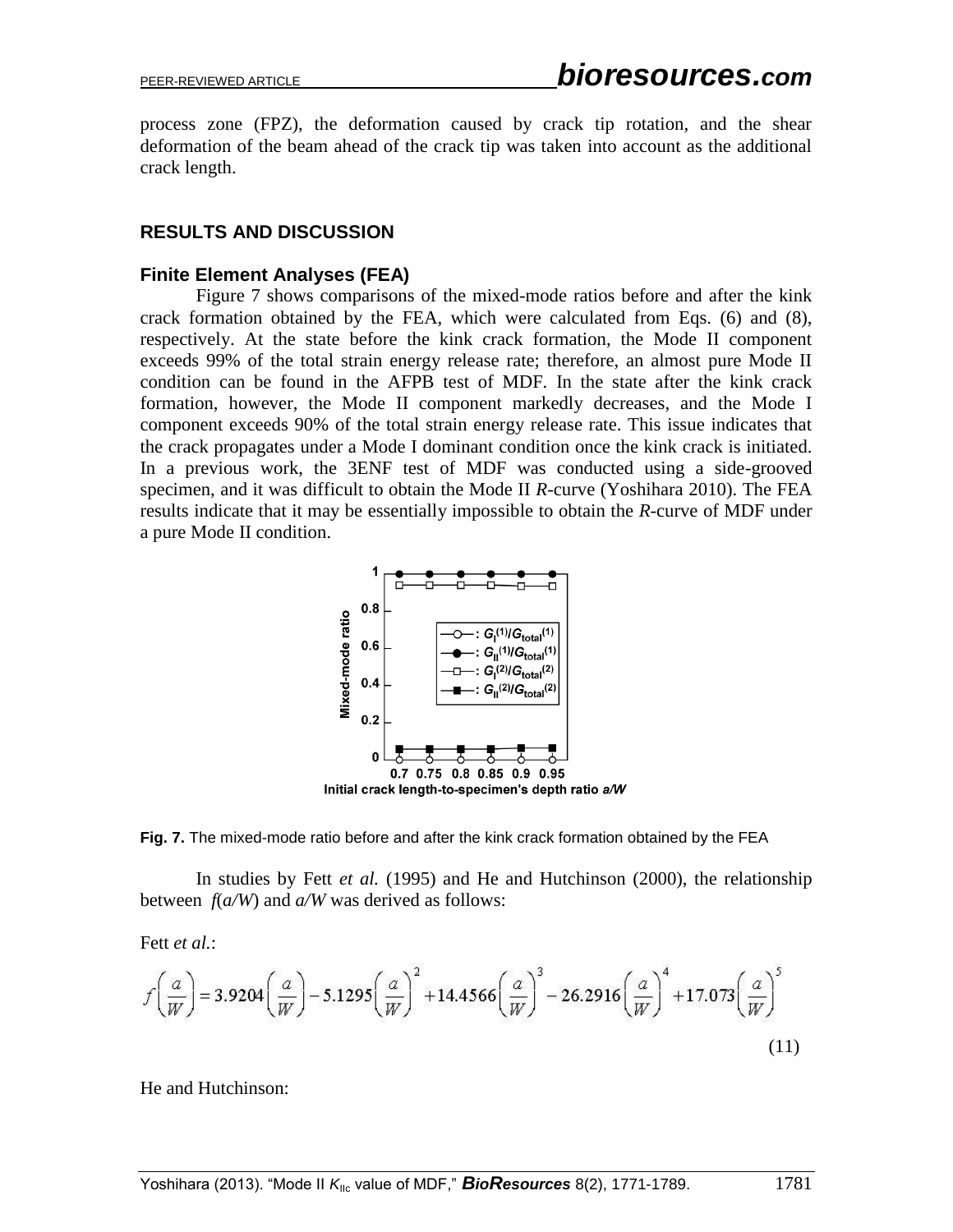process zone (FPZ), the deformation caused by crack tip rotation, and the shear deformation of the beam ahead of the crack tip was taken into account as the additional crack length.

## RESULTS AND DISCUSSION

### Finite Element Analyses (FEA)

Figure 7 shows comparisons of the mixed-mode ratios before and after the kink crack formation obtained by the FEA, which were calculated from Eqs. (6) and (8), respectively. At the state before the kink crack formation, the Mode II component exceeds 99% of the total strain energy release rate; therefore, an almost pure Mode II condition can be found in the AFPB test of MDF. In the state after the kink crack formation, however, the Mode II component markedly decreases, and the Mode I component exceeds 90% of the total strain energy release rate. This issue indicates that the crack propagates under a Mode I dominant condition once the kink crack is initiated. In a previous work, the 3ENF test of MDF was conducted using a side-grooved specimen, and it was difficult to obtain the Mode II *R*-curve (Yoshihara 2010). The FEA results indicate that it may be essentially impossible to obtain the *R*-curve of MDF under a pure Mode II condition.

**Fig. 7.** The mixed-mode ratio before and after the kink crack formation obtained by the FEA

In studies by Fett *et al.* (1995) and He and Hutchinson (2000), the relationship between $f(a/W)$ and $a/W$ was derived as follows:

Fett *et al.*:

$$f\left(\frac{a}{W}\right) = 3.9204\left(\frac{a}{W}\right) - 5.1295\left(\frac{a}{W}\right)^2 + 14.4566\left(\frac{a}{W}\right)^3 - 26.2916\left(\frac{a}{W}\right)^4 + 17.073\left(\frac{a}{W}\right)^5 \tag{11}$$

He and Hutchinson: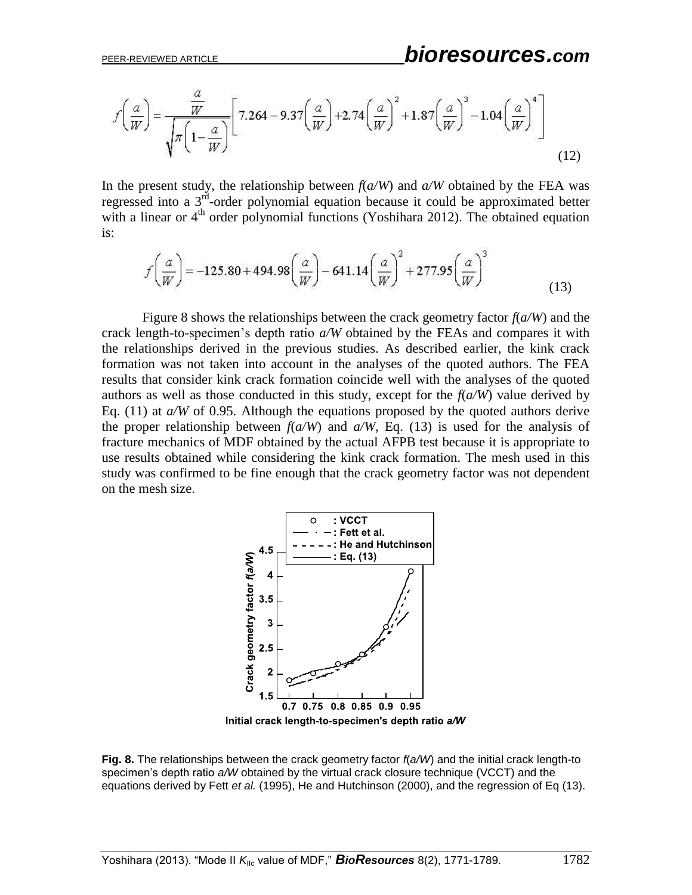$$f\left(\frac{a}{W}\right)=\frac{\frac{a}{W}}{\sqrt{\pi\left(1-\frac{a}{W}\right)}}\left[7.264-9.37\left(\frac{a}{W}\right)+2.74\left(\frac{a}{W}\right)^2+1.87\left(\frac{a}{W}\right)^3-1.04\left(\frac{a}{W}\right)^4\right] \tag{12}$$

In the present study, the relationship between $f(a/W)$ and $a/W$ obtained by the FEA was regressed into a 3rd-order polynomial equation because it could be approximated better with a linear or 4th order polynomial functions (Yoshihara 2012). The obtained equation is:

$$f\left(\frac{a}{W}\right)=-125.80+494.98\left(\frac{a}{W}\right)-641.14\left(\frac{a}{W}\right)^2+277.95\left(\frac{a}{W}\right)^3 \tag{13}$$

Figure 8 shows the relationships between the crack geometry factor $f(a/W)$ and the crack length-to-specimen's depth ratio $a/W$ obtained by the FEAs and compares it with the relationships derived in the previous studies. As described earlier, the kink crack formation was not taken into account in the analyses of the quoted authors. The FEA results that consider kink crack formation coincide well with the analyses of the quoted authors as well as those conducted in this study, except for the $f(a/W)$ value derived by Eq. (11) at $a/W$ of 0.95. Although the equations proposed by the quoted authors derive the proper relationship between $f(a/W)$ and $a/W$, Eq. (13) is used for the analysis of fracture mechanics of MDF obtained by the actual AFPB test because it is appropriate to use results obtained while considering the kink crack formation. The mesh used in this study was confirmed to be fine enough that the crack geometry factor was not dependent on the mesh size.

**Fig. 8.** The relationships between the crack geometry factor $f(a/W)$ and the initial crack length-to specimen's depth ratio $a/W$ obtained by the virtual crack closure technique (VCCT) and the equations derived by Fett *et al.* (1995), He and Hutchinson (2000), and the regression of Eq (13).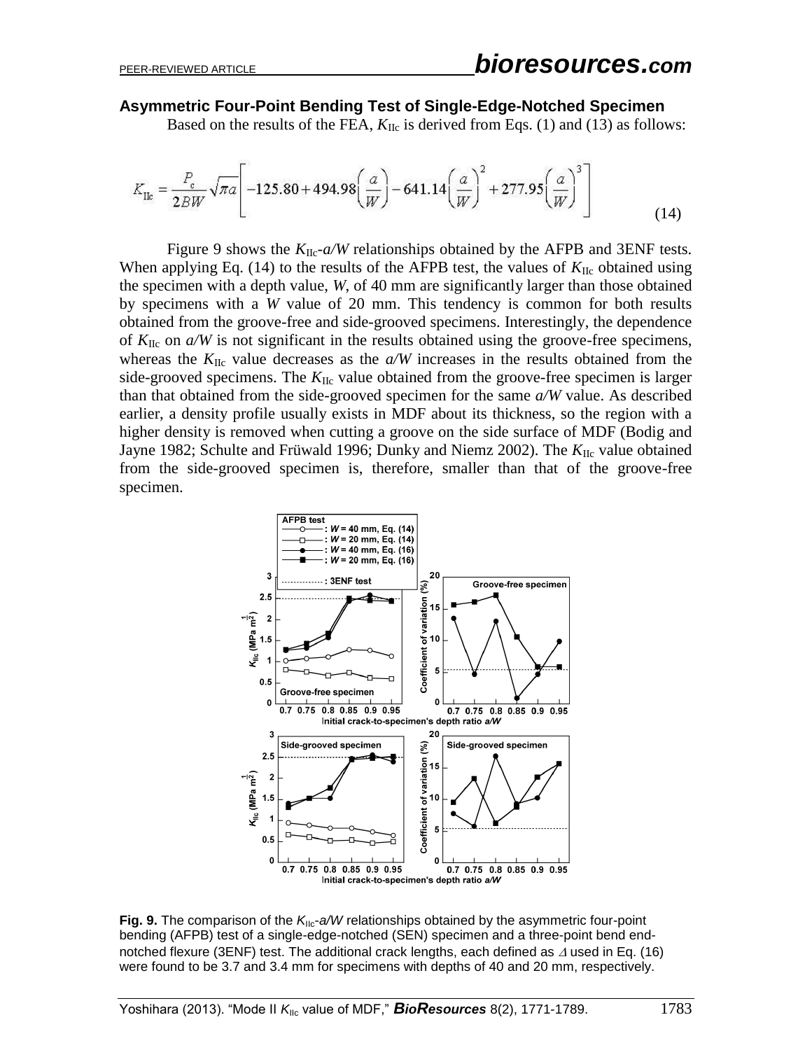### Asymmetric Four-Point Bending Test of Single-Edge-Notched Specimen

Based on the results of the FEA, $K_{IIc}$ is derived from Eqs. (1) and (13) as follows:

$$K_{IIc} = \frac{P_c}{2BW}\sqrt{\pi a}\left[-125.80 + 494.98\left(\frac{a}{W}\right) - 641.14\left(\frac{a}{W}\right)^2 + 277.95\left(\frac{a}{W}\right)^3\right] \tag{14}$$

Figure 9 shows the $K_{IIc}$-$a/W$ relationships obtained by the AFPB and 3ENF tests. When applying Eq. (14) to the results of the AFPB test, the values of $K_{IIc}$ obtained using the specimen with a depth value, $W$, of 40 mm are significantly larger than those obtained by specimens with a $W$ value of 20 mm. This tendency is common for both results obtained from the groove-free and side-grooved specimens. Interestingly, the dependence of $K_{IIc}$ on $a/W$ is not significant in the results obtained using the groove-free specimens, whereas the $K_{IIc}$ value decreases as the $a/W$ increases in the results obtained from the side-grooved specimens. The $K_{IIc}$ value obtained from the groove-free specimen is larger than that obtained from the side-grooved specimen for the same $a/W$ value. As described earlier, a density profile usually exists in MDF about its thickness, so the region with a higher density is removed when cutting a groove on the side surface of MDF (Bodig and Jayne 1982; Schulte and Früwald 1996; Dunky and Niemz 2002). The $K_{IIc}$ value obtained from the side-grooved specimen is, therefore, smaller than that of the groove-free specimen.

**Fig. 9.** The comparison of the $K_{IIc}$-$a/W$ relationships obtained by the asymmetric four-point bending (AFPB) test of a single-edge-notched (SEN) specimen and a three-point bend end-notched flexure (3ENF) test. The additional crack lengths, each defined as $\Delta$ used in Eq. (16) were found to be 3.7 and 3.4 mm for specimens with depths of 40 and 20 mm, respectively.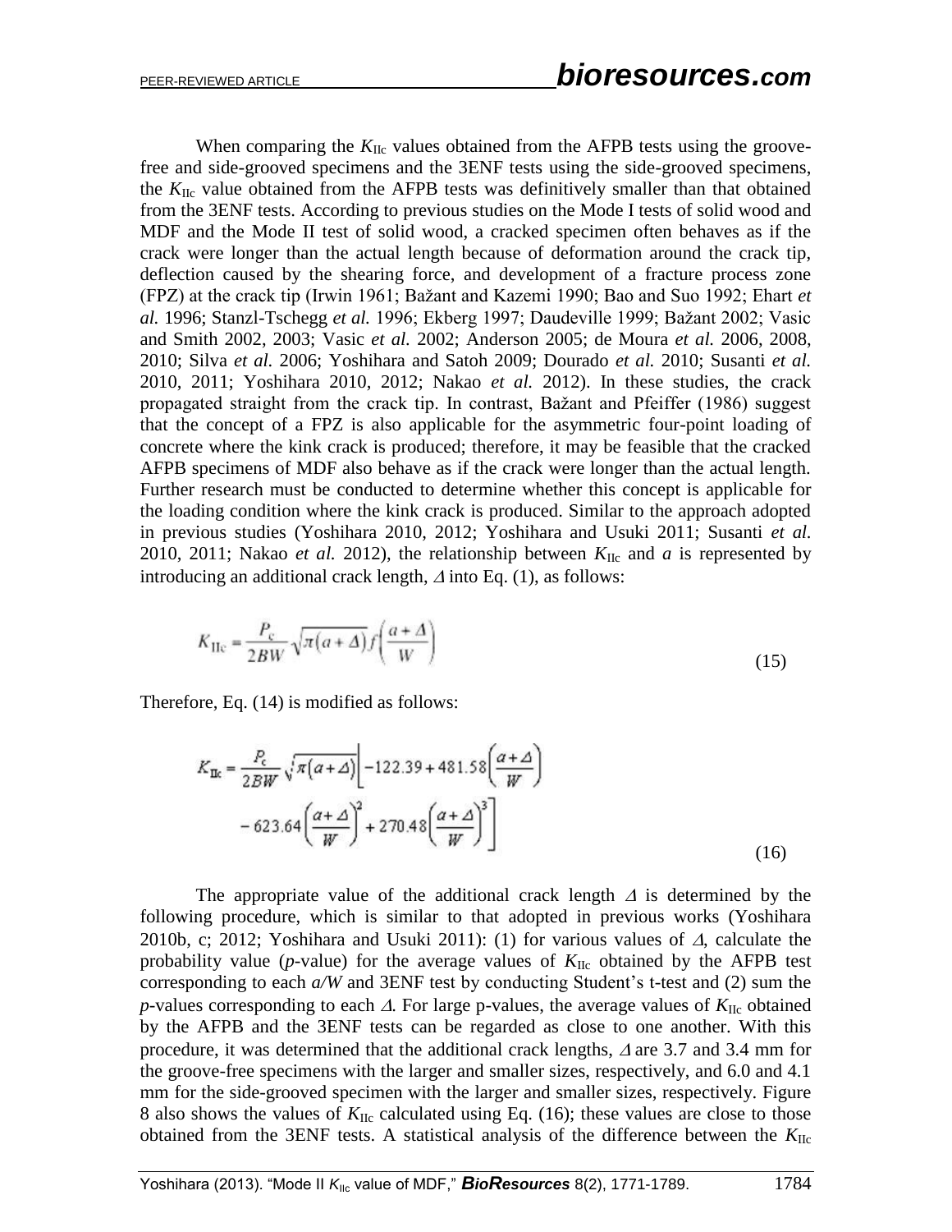When comparing the $K_{IIc}$ values obtained from the AFPB tests using the groove-free and side-grooved specimens and the 3ENF tests using the side-grooved specimens, the $K_{IIc}$ value obtained from the AFPB tests was definitively smaller than that obtained from the 3ENF tests. According to previous studies on the Mode I tests of solid wood and MDF and the Mode II test of solid wood, a cracked specimen often behaves as if the crack were longer than the actual length because of deformation around the crack tip, deflection caused by the shearing force, and development of a fracture process zone (FPZ) at the crack tip (Irwin 1961; Bažant and Kazemi 1990; Bao and Suo 1992; Ehart *et al.* 1996; Stanzl-Tschegg *et al.* 1996; Ekberg 1997; Daudeville 1999; Bažant 2002; Vasic and Smith 2002, 2003; Vasic *et al.* 2002; Anderson 2005; de Moura *et al.* 2006, 2008, 2010; Silva *et al.* 2006; Yoshihara and Satoh 2009; Dourado *et al.* 2010; Susanti *et al.* 2010, 2011; Yoshihara 2010, 2012; Nakao *et al.* 2012). In these studies, the crack propagated straight from the crack tip. In contrast, Bažant and Pfeiffer (1986) suggest that the concept of a FPZ is also applicable for the asymmetric four-point loading of concrete where the kink crack is produced; therefore, it may be feasible that the cracked AFPB specimens of MDF also behave as if the crack were longer than the actual length. Further research must be conducted to determine whether this concept is applicable for the loading condition where the kink crack is produced. Similar to the approach adopted in previous studies (Yoshihara 2010, 2012; Yoshihara and Usuki 2011; Susanti *et al.* 2010, 2011; Nakao *et al.* 2012), the relationship between $K_{IIc}$ and $a$ is represented by introducing an additional crack length, $\Delta$ into Eq. (1), as follows:

$$K_{IIc} = \frac{P_c}{2BW}\sqrt{\pi(a+\Delta)}\, f\left(\frac{a+\Delta}{W}\right) \tag{15}$$

Therefore, Eq. (14) is modified as follows:

$$K_{IIc} = \frac{P_c}{2BW}\sqrt{\pi(a+\Delta)}\left[-122.39 + 481.58\left(\frac{a+\Delta}{W}\right) - 623.64\left(\frac{a+\Delta}{W}\right)^2 + 270.48\left(\frac{a+\Delta}{W}\right)^3\right] \tag{16}$$

The appropriate value of the additional crack length $\Delta$ is determined by the following procedure, which is similar to that adopted in previous works (Yoshihara 2010b, c; 2012; Yoshihara and Usuki 2011): (1) for various values of $\Delta$, calculate the probability value ($p$-value) for the average values of $K_{IIc}$ obtained by the AFPB test corresponding to each $a/W$ and 3ENF test by conducting Student's t-test and (2) sum the $p$-values corresponding to each $\Delta$. For large p-values, the average values of $K_{IIc}$ obtained by the AFPB and the 3ENF tests can be regarded as close to one another. With this procedure, it was determined that the additional crack lengths, $\Delta$ are 3.7 and 3.4 mm for the groove-free specimens with the larger and smaller sizes, respectively, and 6.0 and 4.1 mm for the side-grooved specimen with the larger and smaller sizes, respectively. Figure 8 also shows the values of $K_{IIc}$ calculated using Eq. (16); these values are close to those obtained from the 3ENF tests. A statistical analysis of the difference between the $K_{IIc}$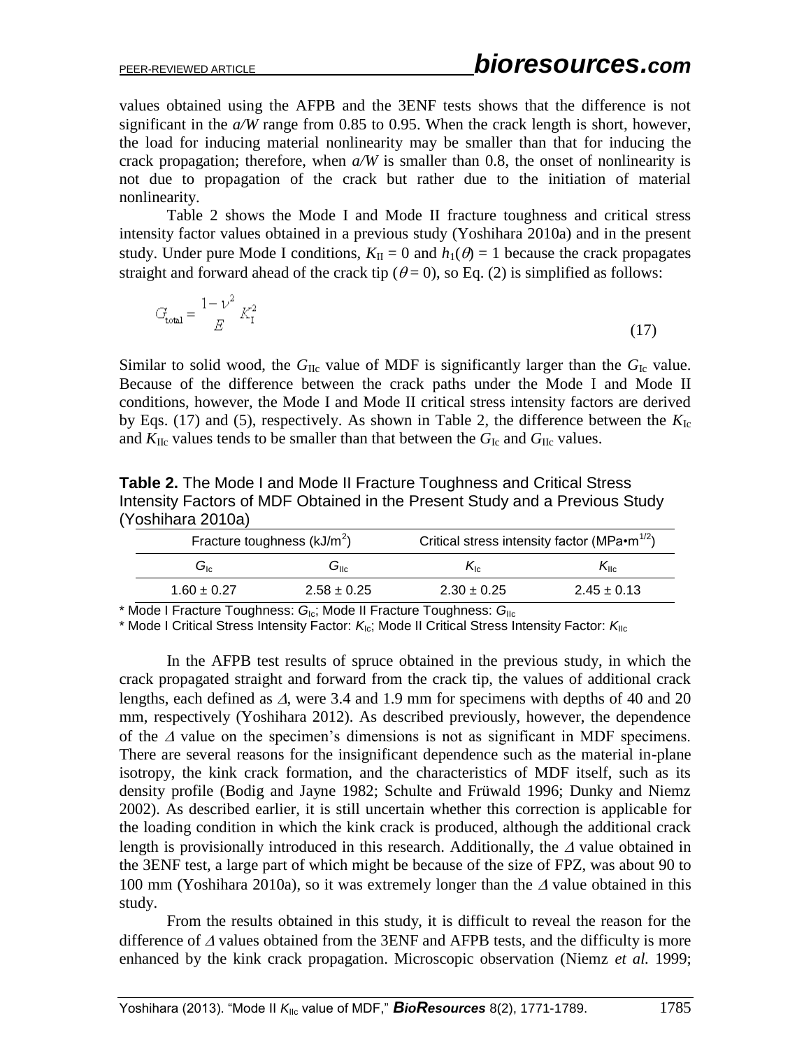values obtained using the AFPB and the 3ENF tests shows that the difference is not significant in the *a/W* range from 0.85 to 0.95. When the crack length is short, however, the load for inducing material nonlinearity may be smaller than that for inducing the crack propagation; therefore, when *a/W* is smaller than 0.8, the onset of nonlinearity is not due to propagation of the crack but rather due to the initiation of material nonlinearity.

Table 2 shows the Mode I and Mode II fracture toughness and critical stress intensity factor values obtained in a previous study (Yoshihara 2010a) and in the present study. Under pure Mode I conditions, $K_{II} = 0$ and $h_1(\theta) = 1$ because the crack propagates straight and forward ahead of the crack tip ($\theta = 0$), so Eq. (2) is simplified as follows:

$$G_{\text{total}} = \frac{1-\nu^2}{E} K_I^2 \tag{17}$$

Similar to solid wood, the $G_{IIc}$ value of MDF is significantly larger than the $G_{Ic}$ value. Because of the difference between the crack paths under the Mode I and Mode II conditions, however, the Mode I and Mode II critical stress intensity factors are derived by Eqs. (17) and (5), respectively. As shown in Table 2, the difference between the $K_{Ic}$ and $K_{IIc}$ values tends to be smaller than that between the $G_{Ic}$ and $G_{IIc}$ values.

**Table 2.** The Mode I and Mode II Fracture Toughness and Critical Stress Intensity Factors of MDF Obtained in the Present Study and a Previous Study (Yoshihara 2010a)

| Fracture toughness (kJ/m$^2$) | | Critical stress intensity factor (MPa•m$^{1/2}$) | |
|---|---|---|---|
| $G_{Ic}$ | $G_{IIc}$ | $K_{Ic}$ | $K_{IIc}$ |
| 1.60 ± 0.27 | 2.58 ± 0.25 | 2.30 ± 0.25 | 2.45 ± 0.13 |

\* Mode I Fracture Toughness: $G_{Ic}$; Mode II Fracture Toughness: $G_{IIc}$

\* Mode I Critical Stress Intensity Factor: $K_{Ic}$; Mode II Critical Stress Intensity Factor: $K_{IIc}$

In the AFPB test results of spruce obtained in the previous study, in which the crack propagated straight and forward from the crack tip, the values of additional crack lengths, each defined as $\Delta$, were 3.4 and 1.9 mm for specimens with depths of 40 and 20 mm, respectively (Yoshihara 2012). As described previously, however, the dependence of the $\Delta$ value on the specimen's dimensions is not as significant in MDF specimens. There are several reasons for the insignificant dependence such as the material in-plane isotropy, the kink crack formation, and the characteristics of MDF itself, such as its density profile (Bodig and Jayne 1982; Schulte and Früwald 1996; Dunky and Niemz 2002). As described earlier, it is still uncertain whether this correction is applicable for the loading condition in which the kink crack is produced, although the additional crack length is provisionally introduced in this research. Additionally, the $\Delta$ value obtained in the 3ENF test, a large part of which might be because of the size of FPZ, was about 90 to 100 mm (Yoshihara 2010a), so it was extremely longer than the $\Delta$ value obtained in this study.

From the results obtained in this study, it is difficult to reveal the reason for the difference of $\Delta$ values obtained from the 3ENF and AFPB tests, and the difficulty is more enhanced by the kink crack propagation. Microscopic observation (Niemz *et al.* 1999;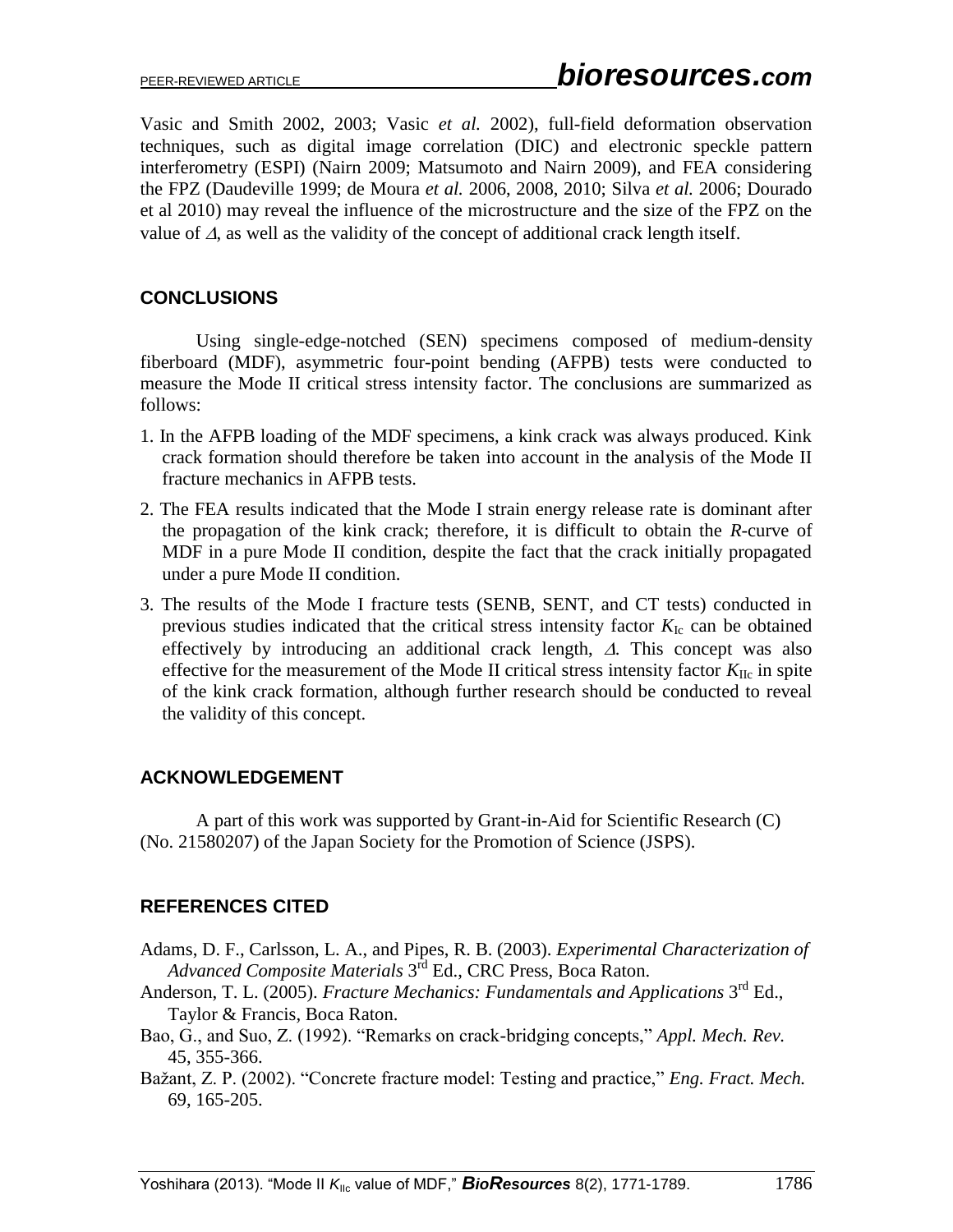Vasic and Smith 2002, 2003; Vasic *et al.* 2002), full-field deformation observation techniques, such as digital image correlation (DIC) and electronic speckle pattern interferometry (ESPI) (Nairn 2009; Matsumoto and Nairn 2009), and FEA considering the FPZ (Daudeville 1999; de Moura *et al.* 2006, 2008, 2010; Silva *et al.* 2006; Dourado et al 2010) may reveal the influence of the microstructure and the size of the FPZ on the value of $\Delta$, as well as the validity of the concept of additional crack length itself.

## CONCLUSIONS

Using single-edge-notched (SEN) specimens composed of medium-density fiberboard (MDF), asymmetric four-point bending (AFPB) tests were conducted to measure the Mode II critical stress intensity factor. The conclusions are summarized as follows:

1. In the AFPB loading of the MDF specimens, a kink crack was always produced. Kink crack formation should therefore be taken into account in the analysis of the Mode II fracture mechanics in AFPB tests.
2. The FEA results indicated that the Mode I strain energy release rate is dominant after the propagation of the kink crack; therefore, it is difficult to obtain the *R*-curve of MDF in a pure Mode II condition, despite the fact that the crack initially propagated under a pure Mode II condition.
3. The results of the Mode I fracture tests (SENB, SENT, and CT tests) conducted in previous studies indicated that the critical stress intensity factor $K_{Ic}$ can be obtained effectively by introducing an additional crack length, $\Delta$. This concept was also effective for the measurement of the Mode II critical stress intensity factor $K_{IIc}$ in spite of the kink crack formation, although further research should be conducted to reveal the validity of this concept.

## ACKNOWLEDGEMENT

A part of this work was supported by Grant-in-Aid for Scientific Research (C) (No. 21580207) of the Japan Society for the Promotion of Science (JSPS).

## REFERENCES CITED

Adams, D. F., Carlsson, L. A., and Pipes, R. B. (2003). *Experimental Characterization of Advanced Composite Materials* 3rd Ed., CRC Press, Boca Raton.

Anderson, T. L. (2005). *Fracture Mechanics: Fundamentals and Applications* 3rd Ed., Taylor & Francis, Boca Raton.

Bao, G., and Suo, Z. (1992). "Remarks on crack-bridging concepts," *Appl. Mech. Rev.* 45, 355-366.

Bažant, Z. P. (2002). "Concrete fracture model: Testing and practice," *Eng. Fract. Mech.* 69, 165-205.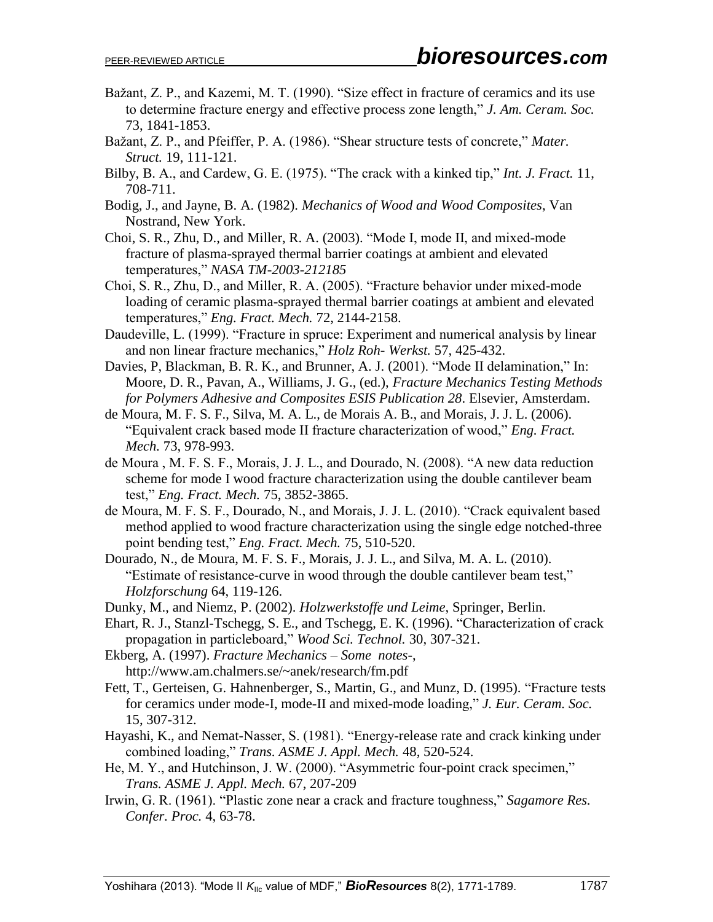Bažant, Z. P., and Kazemi, M. T. (1990). "Size effect in fracture of ceramics and its use to determine fracture energy and effective process zone length," *J. Am. Ceram. Soc.* 73, 1841-1853.

Bažant, Z. P., and Pfeiffer, P. A. (1986). "Shear structure tests of concrete," *Mater. Struct.* 19, 111-121.

Bilby, B. A., and Cardew, G. E. (1975). "The crack with a kinked tip," *Int. J. Fract.* 11, 708-711.

Bodig, J., and Jayne, B. A. (1982). *Mechanics of Wood and Wood Composites*, Van Nostrand, New York.

Choi, S. R., Zhu, D., and Miller, R. A. (2003). "Mode I, mode II, and mixed-mode fracture of plasma-sprayed thermal barrier coatings at ambient and elevated temperatures," *NASA TM-2003-212185*

Choi, S. R., Zhu, D., and Miller, R. A. (2005). "Fracture behavior under mixed-mode loading of ceramic plasma-sprayed thermal barrier coatings at ambient and elevated temperatures," *Eng. Fract. Mech.* 72, 2144-2158.

Daudeville, L. (1999). "Fracture in spruce: Experiment and numerical analysis by linear and non linear fracture mechanics," *Holz Roh- Werkst.* 57, 425-432.

Davies, P, Blackman, B. R. K., and Brunner, A. J. (2001). "Mode II delamination," In: Moore, D. R., Pavan, A., Williams, J. G., (ed.), *Fracture Mechanics Testing Methods for Polymers Adhesive and Composites ESIS Publication 28*. Elsevier, Amsterdam.

de Moura, M. F. S. F., Silva, M. A. L., de Morais A. B., and Morais, J. J. L. (2006). "Equivalent crack based mode II fracture characterization of wood," *Eng. Fract. Mech.* 73, 978-993.

de Moura , M. F. S. F., Morais, J. J. L., and Dourado, N. (2008). "A new data reduction scheme for mode I wood fracture characterization using the double cantilever beam test," *Eng. Fract. Mech.* 75, 3852-3865.

de Moura, M. F. S. F., Dourado, N., and Morais, J. J. L. (2010). "Crack equivalent based method applied to wood fracture characterization using the single edge notched-three point bending test," *Eng. Fract. Mech.* 75, 510-520.

Dourado, N., de Moura, M. F. S. F., Morais, J. J. L., and Silva, M. A. L. (2010). "Estimate of resistance-curve in wood through the double cantilever beam test," *Holzforschung* 64, 119-126.

Dunky, M., and Niemz, P. (2002). *Holzwerkstoffe und Leime*, Springer, Berlin.

Ehart, R. J., Stanzl-Tschegg, S. E., and Tschegg, E. K. (1996). "Characterization of crack propagation in particleboard," *Wood Sci. Technol.* 30, 307-321.

Ekberg, A. (1997). *Fracture Mechanics – Some notes-*, http://www.am.chalmers.se/~anek/research/fm.pdf

Fett, T., Gerteisen, G. Hahnenberger, S., Martin, G., and Munz, D. (1995). "Fracture tests for ceramics under mode-I, mode-II and mixed-mode loading," *J. Eur. Ceram. Soc.* 15, 307-312.

Hayashi, K., and Nemat-Nasser, S. (1981). "Energy-release rate and crack kinking under combined loading," *Trans. ASME J. Appl. Mech.* 48, 520-524.

He, M. Y., and Hutchinson, J. W. (2000). "Asymmetric four-point crack specimen," *Trans. ASME J. Appl. Mech.* 67, 207-209

Irwin, G. R. (1961). "Plastic zone near a crack and fracture toughness," *Sagamore Res. Confer. Proc.* 4, 63-78.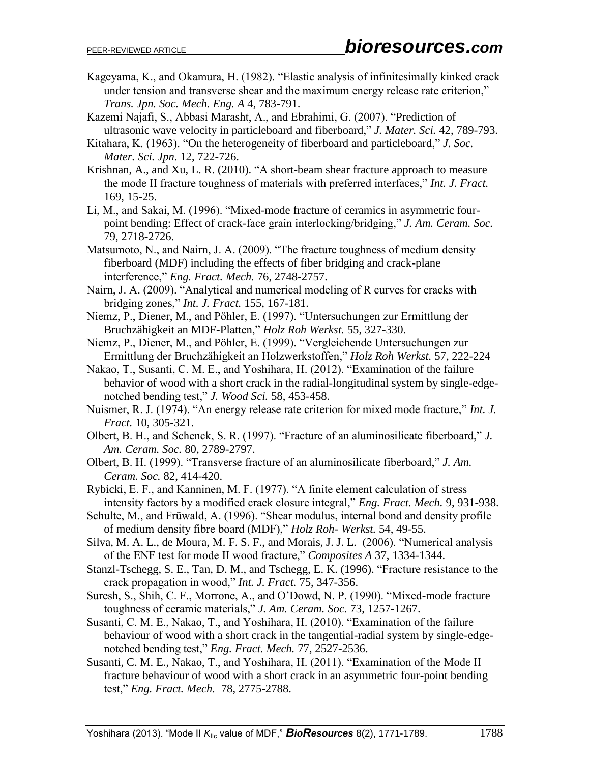Kageyama, K., and Okamura, H. (1982). "Elastic analysis of infinitesimally kinked crack under tension and transverse shear and the maximum energy release rate criterion," *Trans. Jpn. Soc. Mech. Eng. A* 4, 783-791.

Kazemi Najafi, S., Abbasi Marasht, A., and Ebrahimi, G. (2007). "Prediction of ultrasonic wave velocity in particleboard and fiberboard," *J. Mater. Sci.* 42, 789-793.

Kitahara, K. (1963). "On the heterogeneity of fiberboard and particleboard," *J. Soc. Mater. Sci. Jpn.* 12, 722-726.

Krishnan, A., and Xu, L. R. (2010). "A short-beam shear fracture approach to measure the mode II fracture toughness of materials with preferred interfaces," *Int. J. Fract.* 169, 15-25.

Li, M., and Sakai, M. (1996). "Mixed-mode fracture of ceramics in asymmetric four-point bending: Effect of crack-face grain interlocking/bridging," *J. Am. Ceram. Soc.* 79, 2718-2726.

Matsumoto, N., and Nairn, J. A. (2009). "The fracture toughness of medium density fiberboard (MDF) including the effects of fiber bridging and crack-plane interference," *Eng. Fract. Mech.* 76, 2748-2757.

Nairn, J. A. (2009). "Analytical and numerical modeling of R curves for cracks with bridging zones," *Int. J. Fract.* 155, 167-181.

Niemz, P., Diener, M., and Pöhler, E. (1997). "Untersuchungen zur Ermittlung der Bruchzähigkeit an MDF-Platten," *Holz Roh Werkst.* 55, 327-330.

Niemz, P., Diener, M., and Pöhler, E. (1999). "Vergleichende Untersuchungen zur Ermittlung der Bruchzähigkeit an Holzwerkstoffen," *Holz Roh Werkst.* 57, 222-224

Nakao, T., Susanti, C. M. E., and Yoshihara, H. (2012). "Examination of the failure behavior of wood with a short crack in the radial-longitudinal system by single-edge-notched bending test," *J. Wood Sci.* 58, 453-458.

Nuismer, R. J. (1974). "An energy release rate criterion for mixed mode fracture," *Int. J. Fract.* 10, 305-321.

Olbert, B. H., and Schenck, S. R. (1997). "Fracture of an aluminosilicate fiberboard," *J. Am. Ceram. Soc.* 80, 2789-2797.

Olbert, B. H. (1999). "Transverse fracture of an aluminosilicate fiberboard," *J. Am. Ceram. Soc.* 82, 414-420.

Rybicki, E. F., and Kanninen, M. F. (1977). "A finite element calculation of stress intensity factors by a modified crack closure integral," *Eng. Fract. Mech.* 9, 931-938.

Schulte, M., and Früwald, A. (1996). "Shear modulus, internal bond and density profile of medium density fibre board (MDF)," *Holz Roh- Werkst.* 54, 49-55.

Silva, M. A. L., de Moura, M. F. S. F., and Morais, J. J. L. (2006). "Numerical analysis of the ENF test for mode II wood fracture," *Composites A* 37, 1334-1344.

Stanzl-Tschegg, S. E., Tan, D. M., and Tschegg, E. K. (1996). "Fracture resistance to the crack propagation in wood," *Int. J. Fract.* 75, 347-356.

Suresh, S., Shih, C. F., Morrone, A., and O'Dowd, N. P. (1990). "Mixed-mode fracture toughness of ceramic materials," *J. Am. Ceram. Soc.* 73, 1257-1267.

Susanti, C. M. E., Nakao, T., and Yoshihara, H. (2010). "Examination of the failure behaviour of wood with a short crack in the tangential-radial system by single-edge-notched bending test," *Eng. Fract. Mech.* 77, 2527-2536.

Susanti, C. M. E., Nakao, T., and Yoshihara, H. (2011). "Examination of the Mode II fracture behaviour of wood with a short crack in an asymmetric four-point bending test," *Eng. Fract. Mech.* 78, 2775-2788.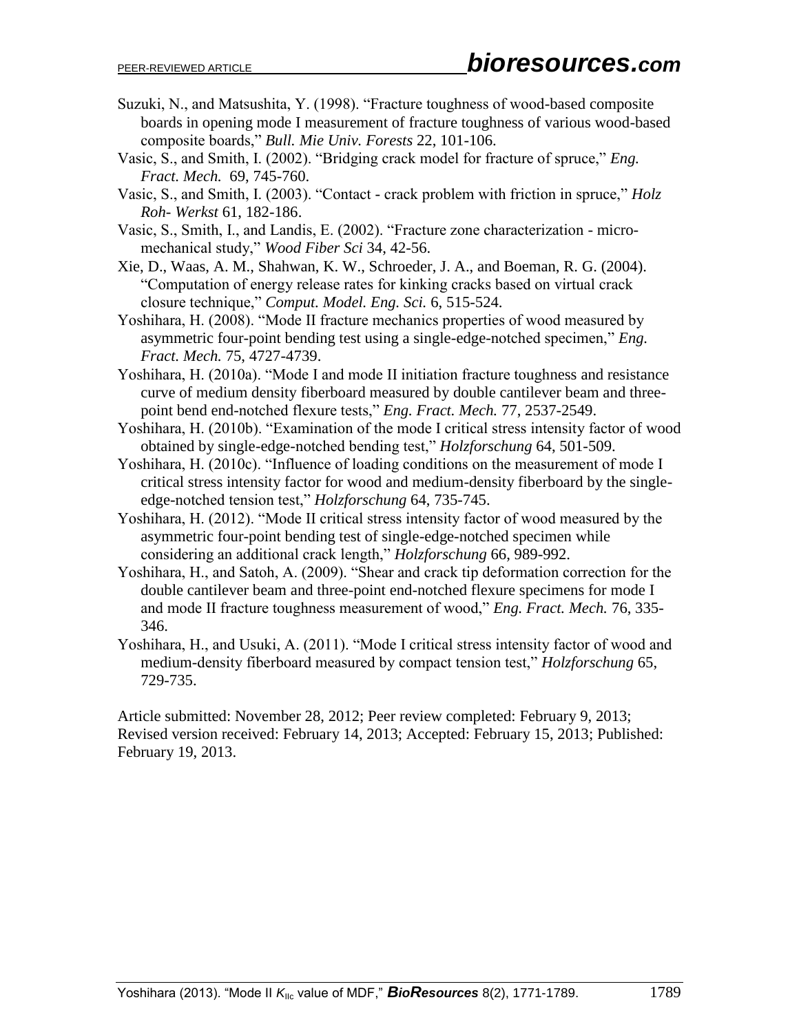Suzuki, N., and Matsushita, Y. (1998). "Fracture toughness of wood-based composite boards in opening mode I measurement of fracture toughness of various wood-based composite boards," *Bull. Mie Univ. Forests* 22, 101-106.

Vasic, S., and Smith, I. (2002). "Bridging crack model for fracture of spruce," *Eng. Fract. Mech.* 69, 745-760.

Vasic, S., and Smith, I. (2003). "Contact - crack problem with friction in spruce," *Holz Roh- Werkst* 61, 182-186.

Vasic, S., Smith, I., and Landis, E. (2002). "Fracture zone characterization - micro-mechanical study," *Wood Fiber Sci* 34, 42-56.

Xie, D., Waas, A. M., Shahwan, K. W., Schroeder, J. A., and Boeman, R. G. (2004). "Computation of energy release rates for kinking cracks based on virtual crack closure technique," *Comput. Model. Eng. Sci.* 6, 515-524.

Yoshihara, H. (2008). "Mode II fracture mechanics properties of wood measured by asymmetric four-point bending test using a single-edge-notched specimen," *Eng. Fract. Mech.* 75, 4727-4739.

Yoshihara, H. (2010a). "Mode I and mode II initiation fracture toughness and resistance curve of medium density fiberboard measured by double cantilever beam and three-point bend end-notched flexure tests," *Eng. Fract. Mech.* 77, 2537-2549.

Yoshihara, H. (2010b). "Examination of the mode I critical stress intensity factor of wood obtained by single-edge-notched bending test," *Holzforschung* 64, 501-509.

Yoshihara, H. (2010c). "Influence of loading conditions on the measurement of mode I critical stress intensity factor for wood and medium-density fiberboard by the single-edge-notched tension test," *Holzforschung* 64, 735-745.

Yoshihara, H. (2012). "Mode II critical stress intensity factor of wood measured by the asymmetric four-point bending test of single-edge-notched specimen while considering an additional crack length," *Holzforschung* 66, 989-992.

Yoshihara, H., and Satoh, A. (2009). "Shear and crack tip deformation correction for the double cantilever beam and three-point end-notched flexure specimens for mode I and mode II fracture toughness measurement of wood," *Eng. Fract. Mech.* 76, 335-346.

Yoshihara, H., and Usuki, A. (2011). "Mode I critical stress intensity factor of wood and medium-density fiberboard measured by compact tension test," *Holzforschung* 65, 729-735.

Article submitted: November 28, 2012; Peer review completed: February 9, 2013; Revised version received: February 14, 2013; Accepted: February 15, 2013; Published: February 19, 2013.